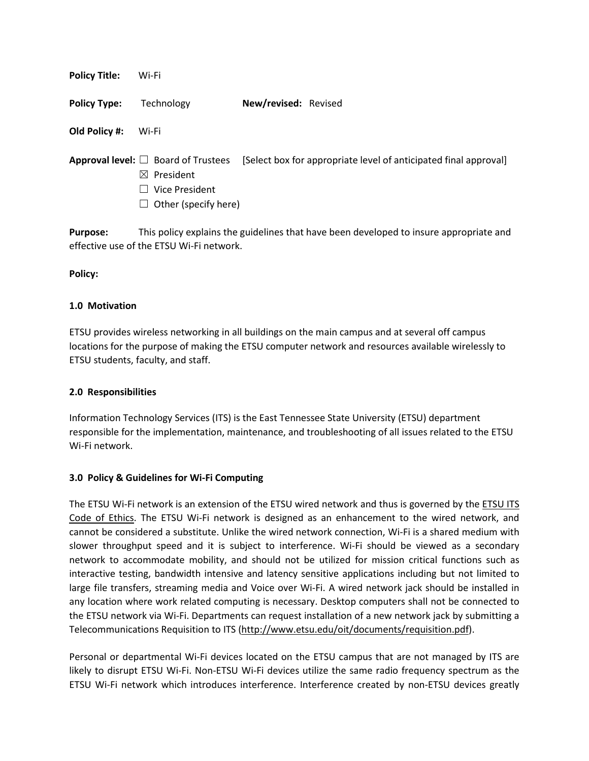**Policy Title:** Wi-Fi

**Policy Type:** Technology **New/revised:** Revised

**Old Policy #:** Wi-Fi

**Approval level:** ☐ Board of Trustees [Select box for appropriate level of anticipated final approval]
☒ President
☐ Vice President
☐ Other (specify here)

**Purpose:** This policy explains the guidelines that have been developed to insure appropriate and effective use of the ETSU Wi-Fi network.

**Policy:**

**1.0 Motivation**

ETSU provides wireless networking in all buildings on the main campus and at several off campus locations for the purpose of making the ETSU computer network and resources available wirelessly to ETSU students, faculty, and staff.

**2.0 Responsibilities**

Information Technology Services (ITS) is the East Tennessee State University (ETSU) department responsible for the implementation, maintenance, and troubleshooting of all issues related to the ETSU Wi-Fi network.

**3.0 Policy & Guidelines for Wi-Fi Computing**

The ETSU Wi-Fi network is an extension of the ETSU wired network and thus is governed by the ETSU ITS Code of Ethics. The ETSU Wi-Fi network is designed as an enhancement to the wired network, and cannot be considered a substitute. Unlike the wired network connection, Wi-Fi is a shared medium with slower throughput speed and it is subject to interference. Wi-Fi should be viewed as a secondary network to accommodate mobility, and should not be utilized for mission critical functions such as interactive testing, bandwidth intensive and latency sensitive applications including but not limited to large file transfers, streaming media and Voice over Wi-Fi. A wired network jack should be installed in any location where work related computing is necessary. Desktop computers shall not be connected to the ETSU network via Wi-Fi. Departments can request installation of a new network jack by submitting a Telecommunications Requisition to ITS (http://www.etsu.edu/oit/documents/requisition.pdf).

Personal or departmental Wi-Fi devices located on the ETSU campus that are not managed by ITS are likely to disrupt ETSU Wi-Fi. Non-ETSU Wi-Fi devices utilize the same radio frequency spectrum as the ETSU Wi-Fi network which introduces interference. Interference created by non-ETSU devices greatly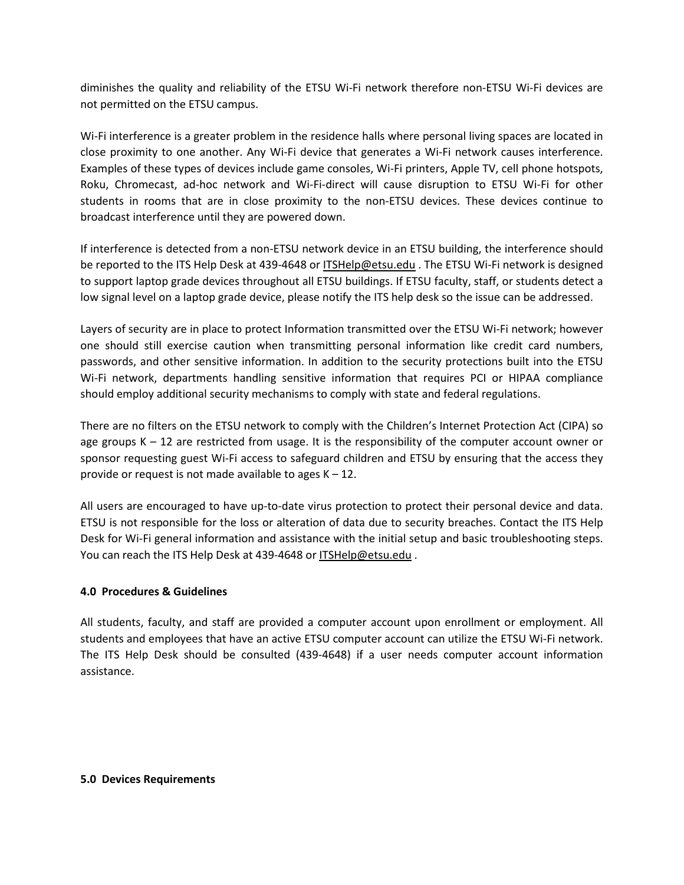diminishes the quality and reliability of the ETSU Wi-Fi network therefore non-ETSU Wi-Fi devices are not permitted on the ETSU campus.

Wi-Fi interference is a greater problem in the residence halls where personal living spaces are located in close proximity to one another. Any Wi-Fi device that generates a Wi-Fi network causes interference. Examples of these types of devices include game consoles, Wi-Fi printers, Apple TV, cell phone hotspots, Roku, Chromecast, ad-hoc network and Wi-Fi-direct will cause disruption to ETSU Wi-Fi for other students in rooms that are in close proximity to the non-ETSU devices. These devices continue to broadcast interference until they are powered down.

If interference is detected from a non-ETSU network device in an ETSU building, the interference should be reported to the ITS Help Desk at 439-4648 or ITSHelp@etsu.edu . The ETSU Wi-Fi network is designed to support laptop grade devices throughout all ETSU buildings. If ETSU faculty, staff, or students detect a low signal level on a laptop grade device, please notify the ITS help desk so the issue can be addressed.

Layers of security are in place to protect Information transmitted over the ETSU Wi-Fi network; however one should still exercise caution when transmitting personal information like credit card numbers, passwords, and other sensitive information. In addition to the security protections built into the ETSU Wi-Fi network, departments handling sensitive information that requires PCI or HIPAA compliance should employ additional security mechanisms to comply with state and federal regulations.

There are no filters on the ETSU network to comply with the Children's Internet Protection Act (CIPA) so age groups K – 12 are restricted from usage. It is the responsibility of the computer account owner or sponsor requesting guest Wi-Fi access to safeguard children and ETSU by ensuring that the access they provide or request is not made available to ages K – 12.

All users are encouraged to have up-to-date virus protection to protect their personal device and data. ETSU is not responsible for the loss or alteration of data due to security breaches. Contact the ITS Help Desk for Wi-Fi general information and assistance with the initial setup and basic troubleshooting steps. You can reach the ITS Help Desk at 439-4648 or ITSHelp@etsu.edu .

## 4.0 Procedures & Guidelines

All students, faculty, and staff are provided a computer account upon enrollment or employment. All students and employees that have an active ETSU computer account can utilize the ETSU Wi-Fi network. The ITS Help Desk should be consulted (439-4648) if a user needs computer account information assistance.

## 5.0 Devices Requirements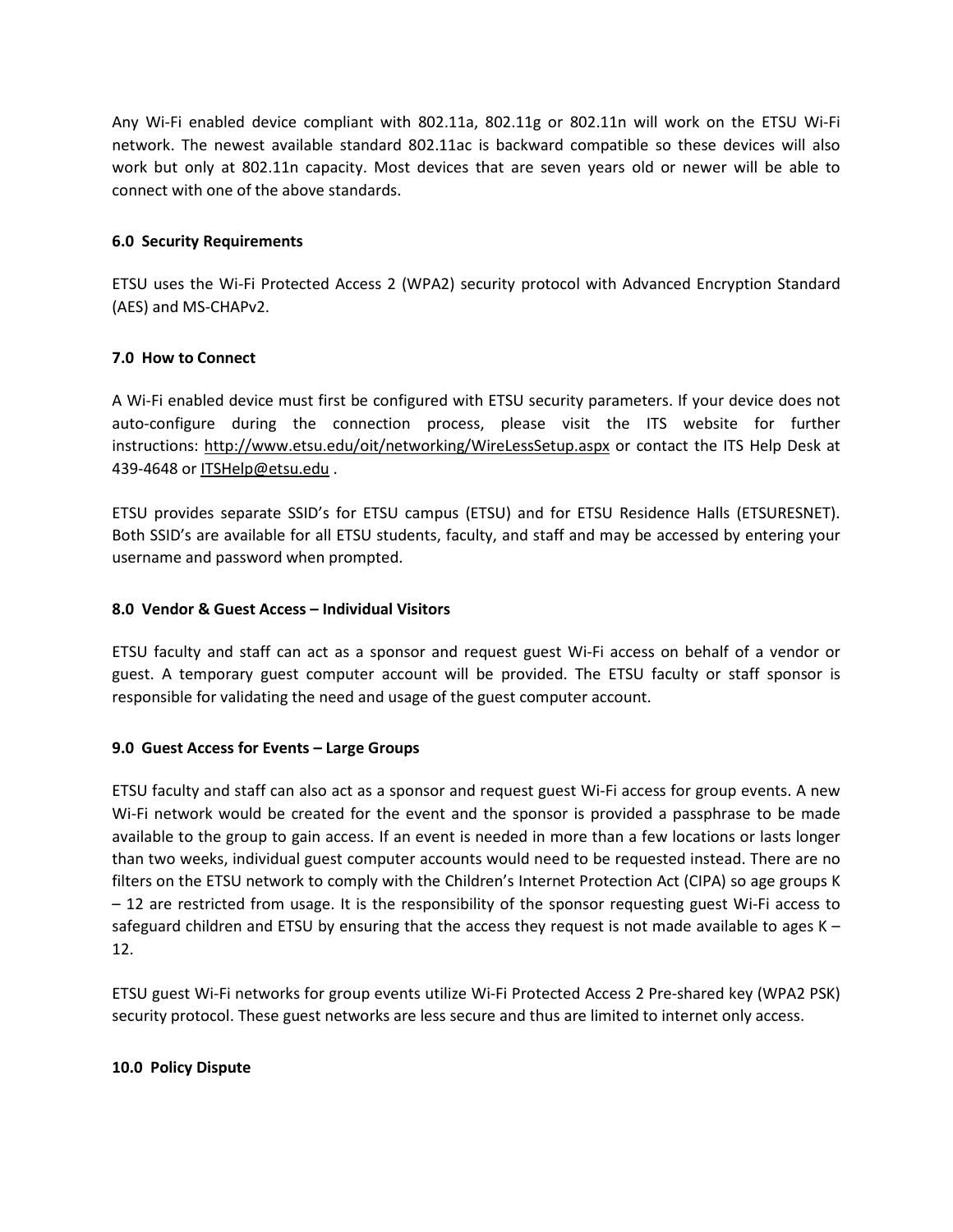Any Wi-Fi enabled device compliant with 802.11a, 802.11g or 802.11n will work on the ETSU Wi-Fi network. The newest available standard 802.11ac is backward compatible so these devices will also work but only at 802.11n capacity. Most devices that are seven years old or newer will be able to connect with one of the above standards.

## 6.0 Security Requirements

ETSU uses the Wi-Fi Protected Access 2 (WPA2) security protocol with Advanced Encryption Standard (AES) and MS-CHAPv2.

## 7.0 How to Connect

A Wi-Fi enabled device must first be configured with ETSU security parameters. If your device does not auto-configure during the connection process, please visit the ITS website for further instructions: http://www.etsu.edu/oit/networking/WireLessSetup.aspx or contact the ITS Help Desk at 439-4648 or ITSHelp@etsu.edu .

ETSU provides separate SSID's for ETSU campus (ETSU) and for ETSU Residence Halls (ETSURESNET). Both SSID's are available for all ETSU students, faculty, and staff and may be accessed by entering your username and password when prompted.

## 8.0 Vendor & Guest Access – Individual Visitors

ETSU faculty and staff can act as a sponsor and request guest Wi-Fi access on behalf of a vendor or guest. A temporary guest computer account will be provided. The ETSU faculty or staff sponsor is responsible for validating the need and usage of the guest computer account.

## 9.0 Guest Access for Events – Large Groups

ETSU faculty and staff can also act as a sponsor and request guest Wi-Fi access for group events. A new Wi-Fi network would be created for the event and the sponsor is provided a passphrase to be made available to the group to gain access. If an event is needed in more than a few locations or lasts longer than two weeks, individual guest computer accounts would need to be requested instead. There are no filters on the ETSU network to comply with the Children's Internet Protection Act (CIPA) so age groups K – 12 are restricted from usage. It is the responsibility of the sponsor requesting guest Wi-Fi access to safeguard children and ETSU by ensuring that the access they request is not made available to ages K – 12.

ETSU guest Wi-Fi networks for group events utilize Wi-Fi Protected Access 2 Pre-shared key (WPA2 PSK) security protocol. These guest networks are less secure and thus are limited to internet only access.

## 10.0 Policy Dispute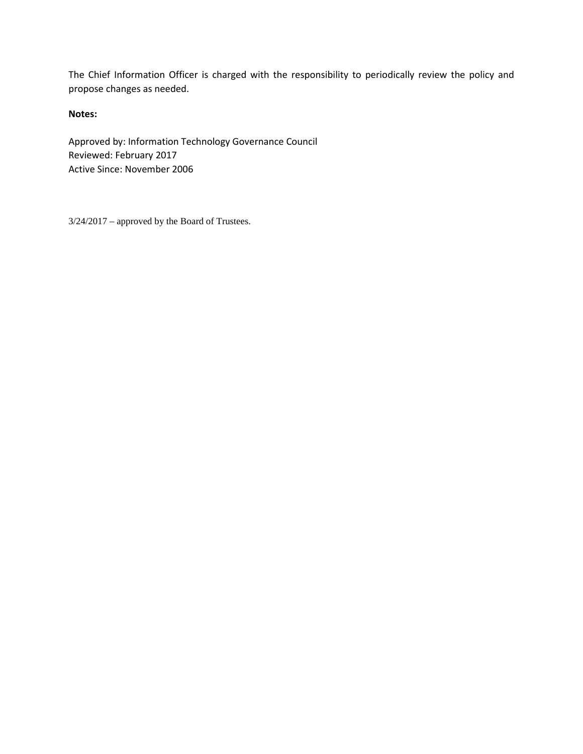The Chief Information Officer is charged with the responsibility to periodically review the policy and propose changes as needed.

**Notes:**

Approved by: Information Technology Governance Council
Reviewed: February 2017
Active Since: November 2006

3/24/2017 – approved by the Board of Trustees.